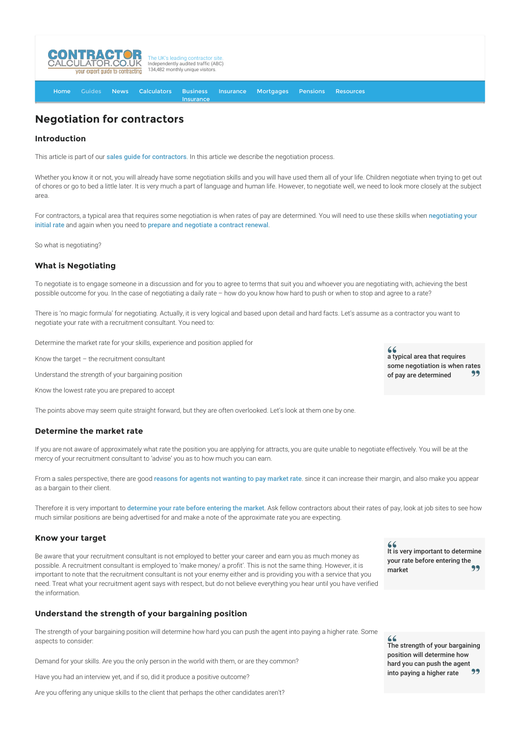# Negotiation for contractors

## Introduction

This article is part of our **sales guide for contractors**. In this article we describe the negotiation process.

Whether you know it or not, you will already have some negotiation skills and you will have used them all of your life. Children negotiate when trying to get out of chores or go to bed a little later. It is very much a part of language and human life. However, to negotiate well, we need to look more closely at the subject area.

For contractors, a typical area that requires some negotiation is when rates of pay are determined. You will need to use these skills when **negotiating your initial rate** and again when you need to **prepare and negotiate a contract renewal**.

So what is negotiating?

## What is Negotiating

To negotiate is to engage someone in a discussion and for you to agree to terms that suit you and whoever you are negotiating with, achieving the best possible outcome for you. In the case of negotiating a daily rate – how do you know how hard to push or when to stop and agree to a rate?

There is 'no magic formula' for negotiating. Actually, it is very logical and based upon detail and hard facts. Let's assume as a contractor you want to negotiate your rate with a recruitment consultant. You need to:

Determine the market rate for your skills, experience and position applied for

Know the target – the recruitment consultant

Understand the strength of your bargaining position

Know the lowest rate you are prepared to accept

> a typical area that requires some negotiation is when rates of pay are determined

The points above may seem quite straight forward, but they are often overlooked. Let's look at them one by one.

## Determine the market rate

If you are not aware of approximately what rate the position you are applying for attracts, you are quite unable to negotiate effectively. You will be at the mercy of your recruitment consultant to 'advise' you as to how much you can earn.

From a sales perspective, there are good **reasons for agents not wanting to pay market rate**. since it can increase their margin, and also make you appear as a bargain to their client.

Therefore it is very important to **determine your rate before entering the market**. Ask fellow contractors about their rates of pay, look at job sites to see how much similar positions are being advertised for and make a note of the approximate rate you are expecting.

## Know your target

> It is very important to determine your rate before entering the market

Be aware that your recruitment consultant is not employed to better your career and earn you as much money as possible. A recruitment consultant is employed to 'make money/ a profit'. This is not the same thing. However, it is important to note that the recruitment consultant is not your enemy either and is providing you with a service that you need. Treat what your recruitment agent says with respect, but do not believe everything you hear until you have verified the information.

## Understand the strength of your bargaining position

The strength of your bargaining position will determine how hard you can push the agent into paying a higher rate. Some aspects to consider:

> The strength of your bargaining position will determine how hard you can push the agent into paying a higher rate

Demand for your skills. Are you the only person in the world with them, or are they common?

Have you had an interview yet, and if so, did it produce a positive outcome?

Are you offering any unique skills to the client that perhaps the other candidates aren't?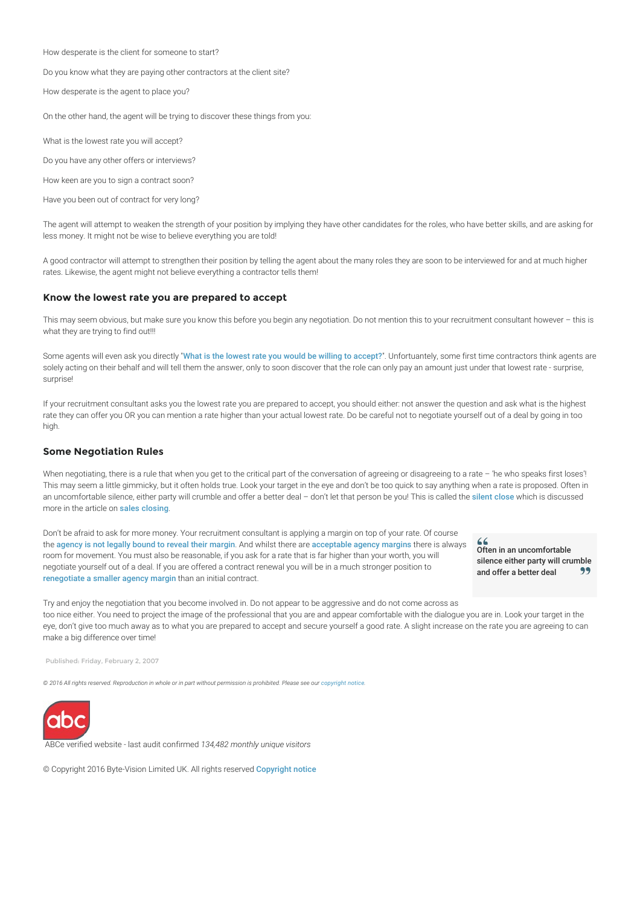How desperate is the client for someone to start?

Do you know what they are paying other contractors at the client site?

How desperate is the agent to place you?

On the other hand, the agent will be trying to discover these things from you:

What is the lowest rate you will accept?

Do you have any other offers or interviews?

How keen are you to sign a contract soon?

Have you been out of contract for very long?

The agent will attempt to weaken the strength of your position by implying they have other candidates for the roles, who have better skills, and are asking for less money. It might not be wise to believe everything you are told!

A good contractor will attempt to strengthen their position by telling the agent about the many roles they are soon to be interviewed for and at much higher rates. Likewise, the agent might not believe everything a contractor tells them!

### Know the lowest rate you are prepared to accept

This may seem obvious, but make sure you know this before you begin any negotiation. Do not mention this to your recruitment consultant however – this is what they are trying to find out!!!

Some agents will even ask you directly "What is the lowest rate you would be willing to accept?". Unfortunately, some first time contractors think agents are solely acting on their behalf and will tell them the answer, only to soon discover that the role can only pay an amount just under that lowest rate - surprise, surprise!

If your recruitment consultant asks you the lowest rate you are prepared to accept, you should either: not answer the question and ask what is the highest rate they can offer you OR you can mention a rate higher than your actual lowest rate. Do be careful not to negotiate yourself out of a deal by going in too high.

### Some Negotiation Rules

When negotiating, there is a rule that when you get to the critical part of the conversation of agreeing or disagreeing to a rate – 'he who speaks first loses'! This may seem a little gimmicky, but it often holds true. Look your target in the eye and don't be too quick to say anything when a rate is proposed. Often in an uncomfortable silence, either party will crumble and offer a better deal – don't let that person be you! This is called the silent close which is discussed more in the article on sales closing.

Don't be afraid to ask for more money. Your recruitment consultant is applying a margin on top of your rate. Of course the agency is not legally bound to reveal their margin. And whilst there are acceptable agency margins there is always room for movement. You must also be reasonable, if you ask for a rate that is far higher than your worth, you will negotiate yourself out of a deal. If you are offered a contract renewal you will be in a much stronger position to renegotiate a smaller agency margin than an initial contract.

> **Often in an uncomfortable silence either party will crumble and offer a better deal**

Try and enjoy the negotiation that you become involved in. Do not appear to be aggressive and do not come across as too nice either. You need to project the image of the professional that you are and appear comfortable with the dialogue you are in. Look your target in the eye, don't give too much away as to what you are prepared to accept and secure yourself a good rate. A slight increase on the rate you are agreeing to can make a big difference over time!

Published: Friday, February 2, 2007

*© 2016 All rights reserved. Reproduction in whole or in part without permission is prohibited. Please see our copyright notice.*

abc

ABCe verified website - last audit confirmed *134,482 monthly unique visitors*

© Copyright 2016 Byte-Vision Limited UK. All rights reserved Copyright notice